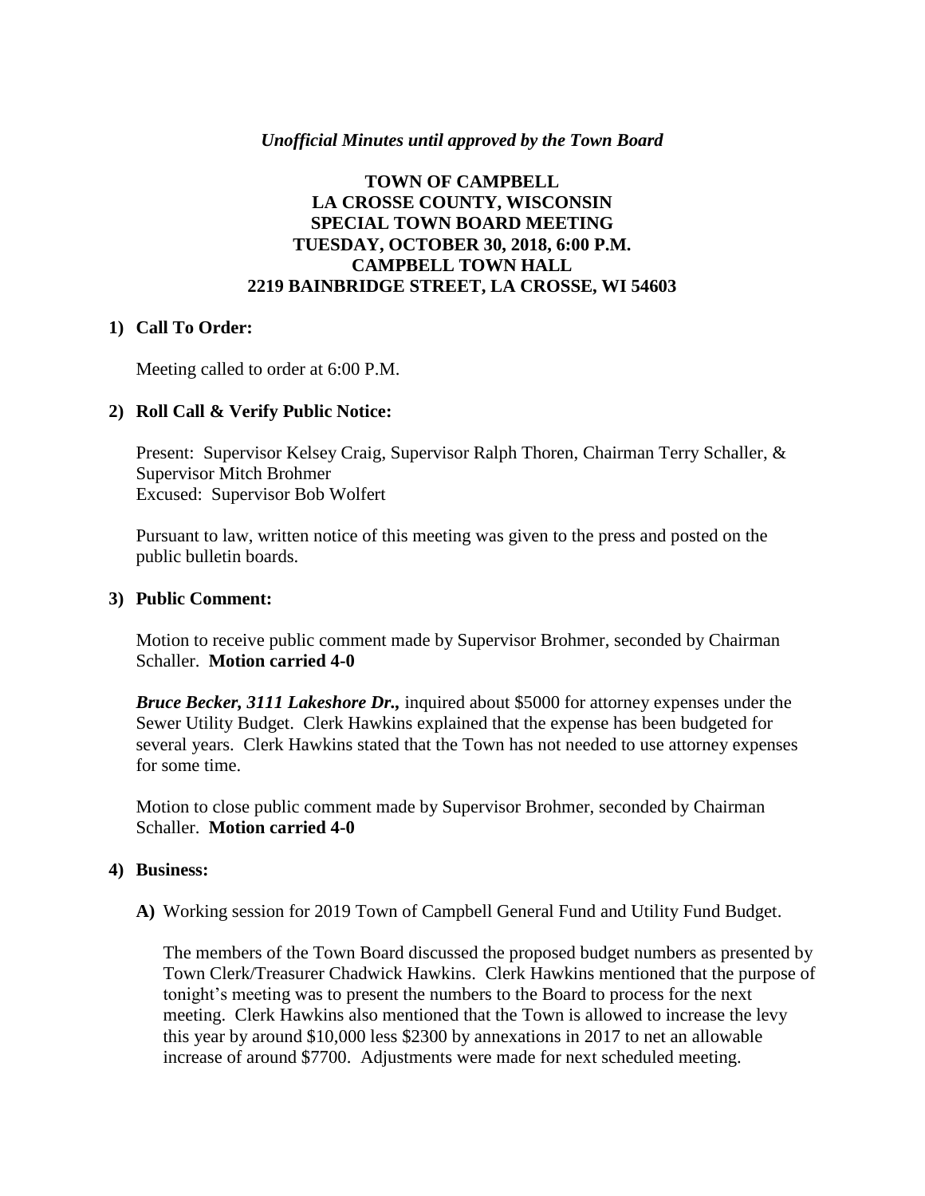*Unofficial Minutes until approved by the Town Board*

**TOWN OF CAMPBELL**
**LA CROSSE COUNTY, WISCONSIN**
**SPECIAL TOWN BOARD MEETING**
**TUESDAY, OCTOBER 30, 2018, 6:00 P.M.**
**CAMPBELL TOWN HALL**
**2219 BAINBRIDGE STREET, LA CROSSE, WI 54603**

**1) Call To Order:**

Meeting called to order at 6:00 P.M.

**2) Roll Call & Verify Public Notice:**

Present: Supervisor Kelsey Craig, Supervisor Ralph Thoren, Chairman Terry Schaller, & Supervisor Mitch Brohmer
Excused: Supervisor Bob Wolfert

Pursuant to law, written notice of this meeting was given to the press and posted on the public bulletin boards.

**3) Public Comment:**

Motion to receive public comment made by Supervisor Brohmer, seconded by Chairman Schaller. **Motion carried 4-0**

***Bruce Becker, 3111 Lakeshore Dr.,*** inquired about $5000 for attorney expenses under the Sewer Utility Budget. Clerk Hawkins explained that the expense has been budgeted for several years. Clerk Hawkins stated that the Town has not needed to use attorney expenses for some time.

Motion to close public comment made by Supervisor Brohmer, seconded by Chairman Schaller. **Motion carried 4-0**

**4) Business:**

**A)** Working session for 2019 Town of Campbell General Fund and Utility Fund Budget.

The members of the Town Board discussed the proposed budget numbers as presented by Town Clerk/Treasurer Chadwick Hawkins. Clerk Hawkins mentioned that the purpose of tonight's meeting was to present the numbers to the Board to process for the next meeting. Clerk Hawkins also mentioned that the Town is allowed to increase the levy this year by around $10,000 less $2300 by annexations in 2017 to net an allowable increase of around $7700. Adjustments were made for next scheduled meeting.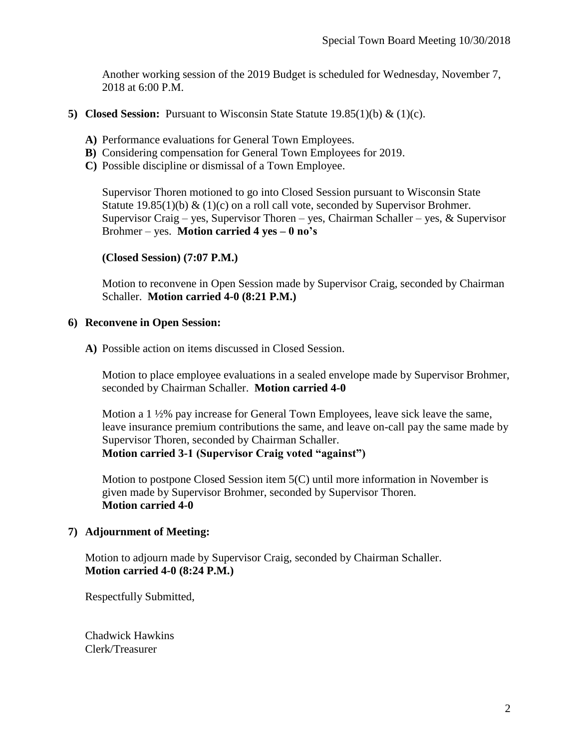Another working session of the 2019 Budget is scheduled for Wednesday, November 7, 2018 at 6:00 P.M.

**5) Closed Session:** Pursuant to Wisconsin State Statute 19.85(1)(b) & (1)(c).

**A)** Performance evaluations for General Town Employees.
**B)** Considering compensation for General Town Employees for 2019.
**C)** Possible discipline or dismissal of a Town Employee.

Supervisor Thoren motioned to go into Closed Session pursuant to Wisconsin State Statute 19.85(1)(b) & (1)(c) on a roll call vote, seconded by Supervisor Brohmer. Supervisor Craig – yes, Supervisor Thoren – yes, Chairman Schaller – yes, & Supervisor Brohmer – yes. **Motion carried 4 yes – 0 no's**

**(Closed Session) (7:07 P.M.)**

Motion to reconvene in Open Session made by Supervisor Craig, seconded by Chairman Schaller. **Motion carried 4-0 (8:21 P.M.)**

**6) Reconvene in Open Session:**

**A)** Possible action on items discussed in Closed Session.

Motion to place employee evaluations in a sealed envelope made by Supervisor Brohmer, seconded by Chairman Schaller. **Motion carried 4-0**

Motion a 1 ½% pay increase for General Town Employees, leave sick leave the same, leave insurance premium contributions the same, and leave on-call pay the same made by Supervisor Thoren, seconded by Chairman Schaller.
**Motion carried 3-1 (Supervisor Craig voted "against")**

Motion to postpone Closed Session item 5(C) until more information in November is given made by Supervisor Brohmer, seconded by Supervisor Thoren.
**Motion carried 4-0**

**7) Adjournment of Meeting:**

Motion to adjourn made by Supervisor Craig, seconded by Chairman Schaller.
**Motion carried 4-0 (8:24 P.M.)**

Respectfully Submitted,

Chadwick Hawkins
Clerk/Treasurer